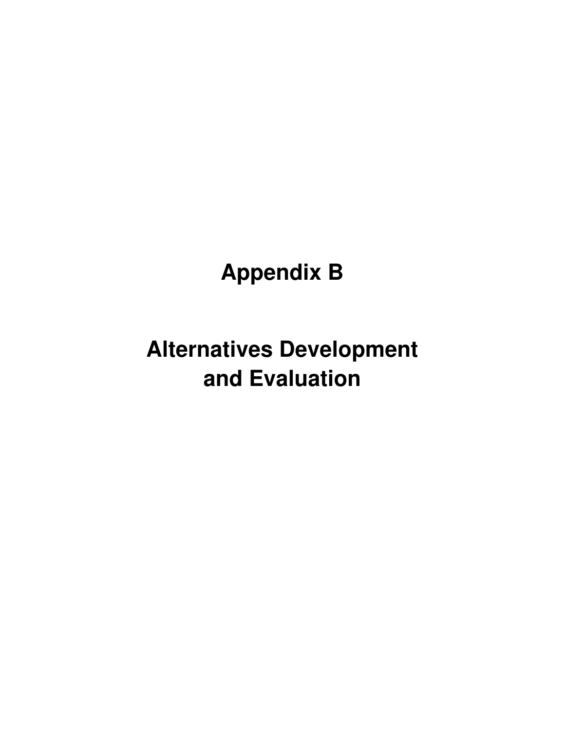# Appendix B

# Alternatives Development and Evaluation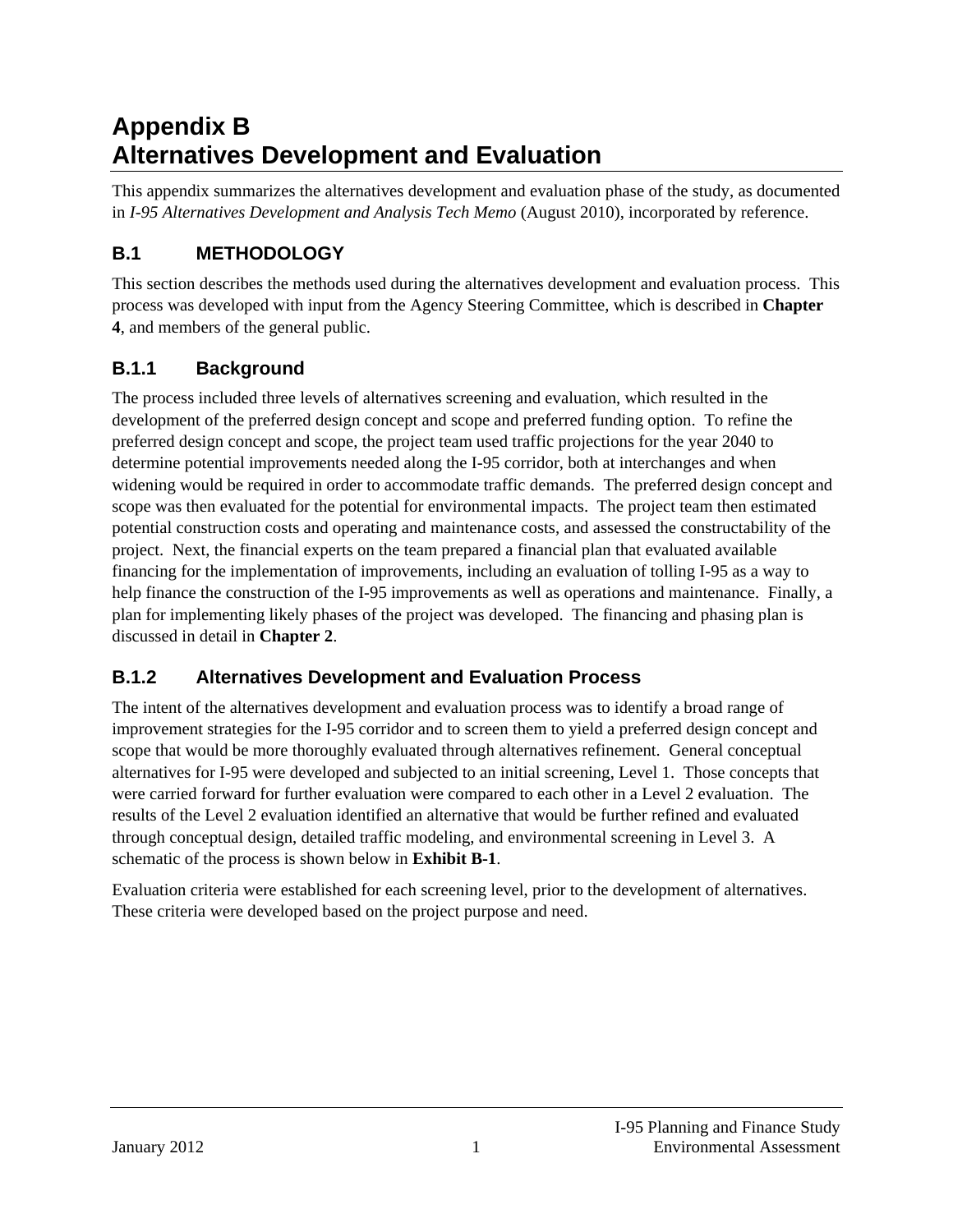# Appendix B
# Alternatives Development and Evaluation

This appendix summarizes the alternatives development and evaluation phase of the study, as documented in *I-95 Alternatives Development and Analysis Tech Memo* (August 2010), incorporated by reference.

## B.1 METHODOLOGY

This section describes the methods used during the alternatives development and evaluation process. This process was developed with input from the Agency Steering Committee, which is described in **Chapter 4**, and members of the general public.

### B.1.1 Background

The process included three levels of alternatives screening and evaluation, which resulted in the development of the preferred design concept and scope and preferred funding option. To refine the preferred design concept and scope, the project team used traffic projections for the year 2040 to determine potential improvements needed along the I-95 corridor, both at interchanges and when widening would be required in order to accommodate traffic demands. The preferred design concept and scope was then evaluated for the potential for environmental impacts. The project team then estimated potential construction costs and operating and maintenance costs, and assessed the constructability of the project. Next, the financial experts on the team prepared a financial plan that evaluated available financing for the implementation of improvements, including an evaluation of tolling I-95 as a way to help finance the construction of the I-95 improvements as well as operations and maintenance. Finally, a plan for implementing likely phases of the project was developed. The financing and phasing plan is discussed in detail in **Chapter 2**.

### B.1.2 Alternatives Development and Evaluation Process

The intent of the alternatives development and evaluation process was to identify a broad range of improvement strategies for the I-95 corridor and to screen them to yield a preferred design concept and scope that would be more thoroughly evaluated through alternatives refinement. General conceptual alternatives for I-95 were developed and subjected to an initial screening, Level 1. Those concepts that were carried forward for further evaluation were compared to each other in a Level 2 evaluation. The results of the Level 2 evaluation identified an alternative that would be further refined and evaluated through conceptual design, detailed traffic modeling, and environmental screening in Level 3. A schematic of the process is shown below in **Exhibit B-1**.

Evaluation criteria were established for each screening level, prior to the development of alternatives. These criteria were developed based on the project purpose and need.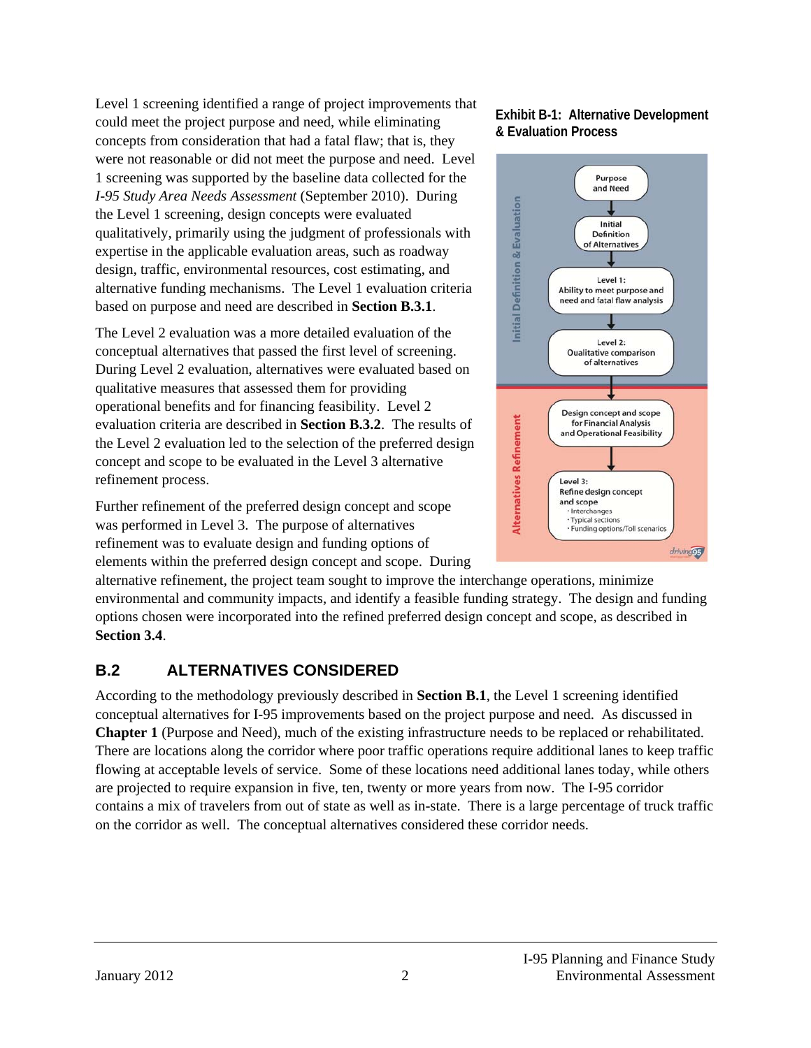Level 1 screening identified a range of project improvements that could meet the project purpose and need, while eliminating concepts from consideration that had a fatal flaw; that is, they were not reasonable or did not meet the purpose and need. Level 1 screening was supported by the baseline data collected for the *I-95 Study Area Needs Assessment* (September 2010). During the Level 1 screening, design concepts were evaluated qualitatively, primarily using the judgment of professionals with expertise in the applicable evaluation areas, such as roadway design, traffic, environmental resources, cost estimating, and alternative funding mechanisms. The Level 1 evaluation criteria based on purpose and need are described in **Section B.3.1**.

The Level 2 evaluation was a more detailed evaluation of the conceptual alternatives that passed the first level of screening. During Level 2 evaluation, alternatives were evaluated based on qualitative measures that assessed them for providing operational benefits and for financing feasibility. Level 2 evaluation criteria are described in **Section B.3.2**. The results of the Level 2 evaluation led to the selection of the preferred design concept and scope to be evaluated in the Level 3 alternative refinement process.

Further refinement of the preferred design concept and scope was performed in Level 3. The purpose of alternatives refinement was to evaluate design and funding options of elements within the preferred design concept and scope. During alternative refinement, the project team sought to improve the interchange operations, minimize environmental and community impacts, and identify a feasible funding strategy. The design and funding options chosen were incorporated into the refined preferred design concept and scope, as described in **Section 3.4**.

**Exhibit B-1: Alternative Development & Evaluation Process**

Initial Definition & Evaluation

- Purpose and Need
- Initial Definition of Alternatives
- Level 1: Ability to meet purpose and need and fatal flaw analysis
- Level 2: Qualitative comparison of alternatives

Alternatives Refinement

- Design concept and scope for Financial Analysis and Operational Feasibility
- Level 3: Refine design concept and scope
  - Interchanges
  - Typical sections
  - Funding options/Toll scenarios

## B.2 ALTERNATIVES CONSIDERED

According to the methodology previously described in **Section B.1**, the Level 1 screening identified conceptual alternatives for I-95 improvements based on the project purpose and need. As discussed in **Chapter 1** (Purpose and Need), much of the existing infrastructure needs to be replaced or rehabilitated. There are locations along the corridor where poor traffic operations require additional lanes to keep traffic flowing at acceptable levels of service. Some of these locations need additional lanes today, while others are projected to require expansion in five, ten, twenty or more years from now. The I-95 corridor contains a mix of travelers from out of state as well as in-state. There is a large percentage of truck traffic on the corridor as well. The conceptual alternatives considered these corridor needs.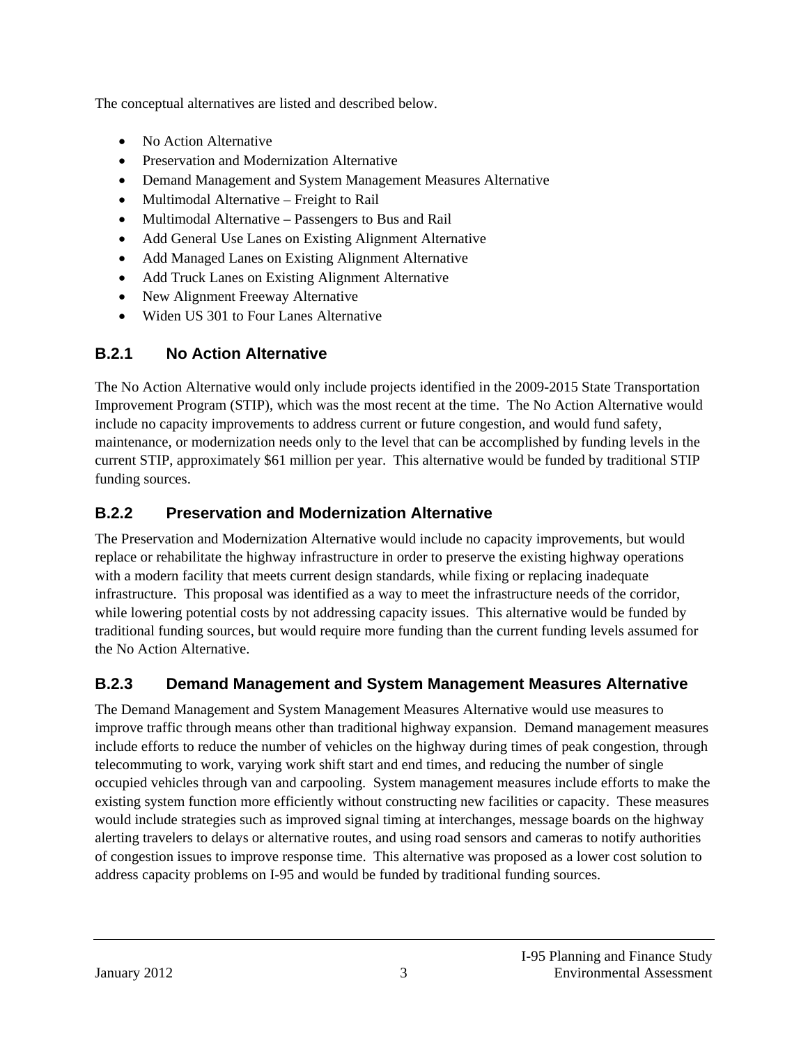The conceptual alternatives are listed and described below.

- No Action Alternative
- Preservation and Modernization Alternative
- Demand Management and System Management Measures Alternative
- Multimodal Alternative – Freight to Rail
- Multimodal Alternative – Passengers to Bus and Rail
- Add General Use Lanes on Existing Alignment Alternative
- Add Managed Lanes on Existing Alignment Alternative
- Add Truck Lanes on Existing Alignment Alternative
- New Alignment Freeway Alternative
- Widen US 301 to Four Lanes Alternative

### B.2.1 No Action Alternative

The No Action Alternative would only include projects identified in the 2009-2015 State Transportation Improvement Program (STIP), which was the most recent at the time. The No Action Alternative would include no capacity improvements to address current or future congestion, and would fund safety, maintenance, or modernization needs only to the level that can be accomplished by funding levels in the current STIP, approximately $61 million per year. This alternative would be funded by traditional STIP funding sources.

### B.2.2 Preservation and Modernization Alternative

The Preservation and Modernization Alternative would include no capacity improvements, but would replace or rehabilitate the highway infrastructure in order to preserve the existing highway operations with a modern facility that meets current design standards, while fixing or replacing inadequate infrastructure. This proposal was identified as a way to meet the infrastructure needs of the corridor, while lowering potential costs by not addressing capacity issues. This alternative would be funded by traditional funding sources, but would require more funding than the current funding levels assumed for the No Action Alternative.

### B.2.3 Demand Management and System Management Measures Alternative

The Demand Management and System Management Measures Alternative would use measures to improve traffic through means other than traditional highway expansion. Demand management measures include efforts to reduce the number of vehicles on the highway during times of peak congestion, through telecommuting to work, varying work shift start and end times, and reducing the number of single occupied vehicles through van and carpooling. System management measures include efforts to make the existing system function more efficiently without constructing new facilities or capacity. These measures would include strategies such as improved signal timing at interchanges, message boards on the highway alerting travelers to delays or alternative routes, and using road sensors and cameras to notify authorities of congestion issues to improve response time. This alternative was proposed as a lower cost solution to address capacity problems on I-95 and would be funded by traditional funding sources.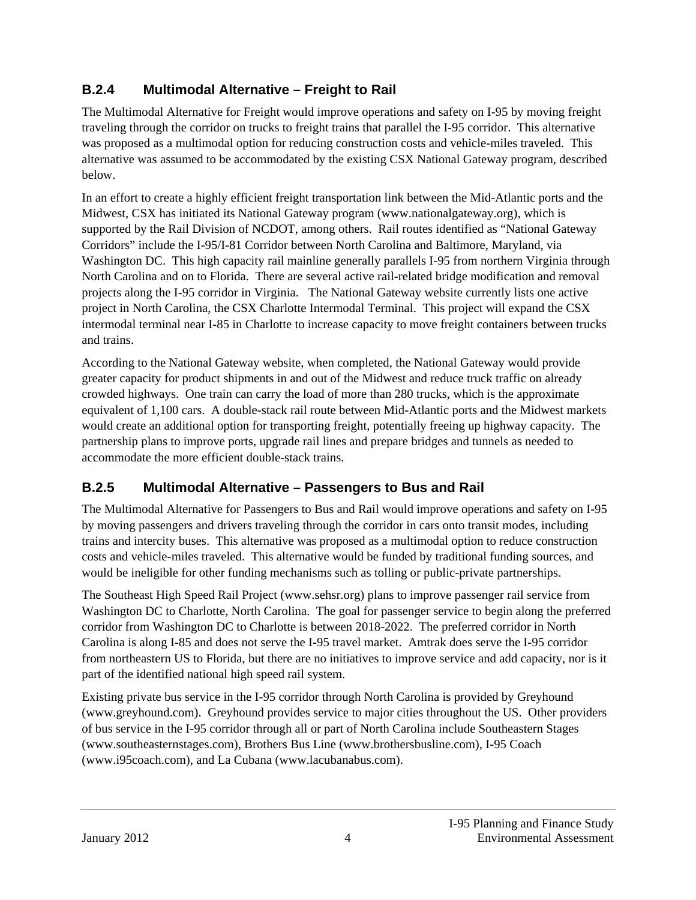### B.2.4 Multimodal Alternative – Freight to Rail

The Multimodal Alternative for Freight would improve operations and safety on I-95 by moving freight traveling through the corridor on trucks to freight trains that parallel the I-95 corridor. This alternative was proposed as a multimodal option for reducing construction costs and vehicle-miles traveled. This alternative was assumed to be accommodated by the existing CSX National Gateway program, described below.

In an effort to create a highly efficient freight transportation link between the Mid-Atlantic ports and the Midwest, CSX has initiated its National Gateway program (www.nationalgateway.org), which is supported by the Rail Division of NCDOT, among others. Rail routes identified as "National Gateway Corridors" include the I-95/I-81 Corridor between North Carolina and Baltimore, Maryland, via Washington DC. This high capacity rail mainline generally parallels I-95 from northern Virginia through North Carolina and on to Florida. There are several active rail-related bridge modification and removal projects along the I-95 corridor in Virginia. The National Gateway website currently lists one active project in North Carolina, the CSX Charlotte Intermodal Terminal. This project will expand the CSX intermodal terminal near I-85 in Charlotte to increase capacity to move freight containers between trucks and trains.

According to the National Gateway website, when completed, the National Gateway would provide greater capacity for product shipments in and out of the Midwest and reduce truck traffic on already crowded highways. One train can carry the load of more than 280 trucks, which is the approximate equivalent of 1,100 cars. A double-stack rail route between Mid-Atlantic ports and the Midwest markets would create an additional option for transporting freight, potentially freeing up highway capacity. The partnership plans to improve ports, upgrade rail lines and prepare bridges and tunnels as needed to accommodate the more efficient double-stack trains.

### B.2.5 Multimodal Alternative – Passengers to Bus and Rail

The Multimodal Alternative for Passengers to Bus and Rail would improve operations and safety on I-95 by moving passengers and drivers traveling through the corridor in cars onto transit modes, including trains and intercity buses. This alternative was proposed as a multimodal option to reduce construction costs and vehicle-miles traveled. This alternative would be funded by traditional funding sources, and would be ineligible for other funding mechanisms such as tolling or public-private partnerships.

The Southeast High Speed Rail Project (www.sehsr.org) plans to improve passenger rail service from Washington DC to Charlotte, North Carolina. The goal for passenger service to begin along the preferred corridor from Washington DC to Charlotte is between 2018-2022. The preferred corridor in North Carolina is along I-85 and does not serve the I-95 travel market. Amtrak does serve the I-95 corridor from northeastern US to Florida, but there are no initiatives to improve service and add capacity, nor is it part of the identified national high speed rail system.

Existing private bus service in the I-95 corridor through North Carolina is provided by Greyhound (www.greyhound.com). Greyhound provides service to major cities throughout the US. Other providers of bus service in the I-95 corridor through all or part of North Carolina include Southeastern Stages (www.southeasternstages.com), Brothers Bus Line (www.brothersbusline.com), I-95 Coach (www.i95coach.com), and La Cubana (www.lacubanabus.com).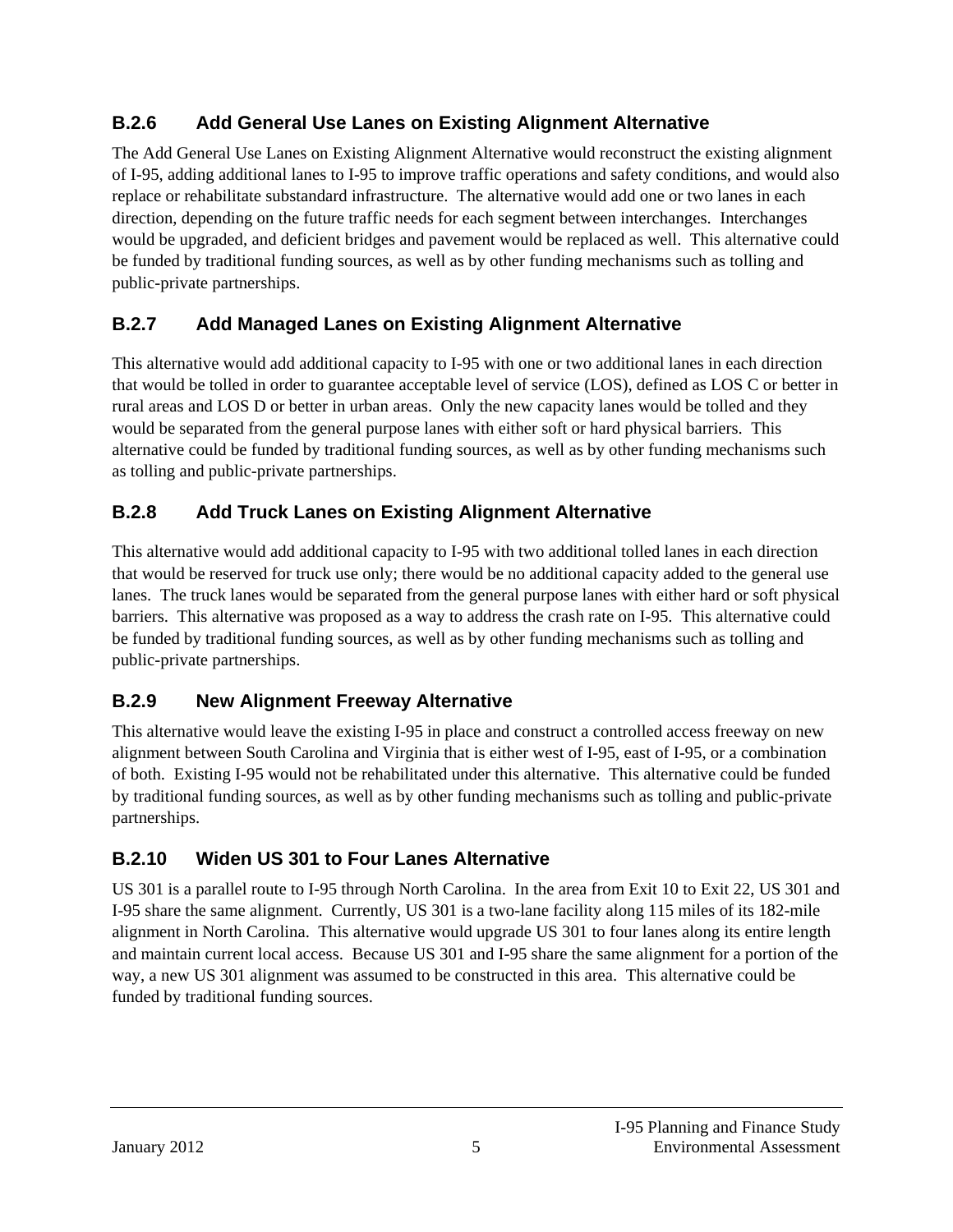### B.2.6 Add General Use Lanes on Existing Alignment Alternative

The Add General Use Lanes on Existing Alignment Alternative would reconstruct the existing alignment of I-95, adding additional lanes to I-95 to improve traffic operations and safety conditions, and would also replace or rehabilitate substandard infrastructure. The alternative would add one or two lanes in each direction, depending on the future traffic needs for each segment between interchanges. Interchanges would be upgraded, and deficient bridges and pavement would be replaced as well. This alternative could be funded by traditional funding sources, as well as by other funding mechanisms such as tolling and public-private partnerships.

### B.2.7 Add Managed Lanes on Existing Alignment Alternative

This alternative would add additional capacity to I-95 with one or two additional lanes in each direction that would be tolled in order to guarantee acceptable level of service (LOS), defined as LOS C or better in rural areas and LOS D or better in urban areas. Only the new capacity lanes would be tolled and they would be separated from the general purpose lanes with either soft or hard physical barriers. This alternative could be funded by traditional funding sources, as well as by other funding mechanisms such as tolling and public-private partnerships.

### B.2.8 Add Truck Lanes on Existing Alignment Alternative

This alternative would add additional capacity to I-95 with two additional tolled lanes in each direction that would be reserved for truck use only; there would be no additional capacity added to the general use lanes. The truck lanes would be separated from the general purpose lanes with either hard or soft physical barriers. This alternative was proposed as a way to address the crash rate on I-95. This alternative could be funded by traditional funding sources, as well as by other funding mechanisms such as tolling and public-private partnerships.

### B.2.9 New Alignment Freeway Alternative

This alternative would leave the existing I-95 in place and construct a controlled access freeway on new alignment between South Carolina and Virginia that is either west of I-95, east of I-95, or a combination of both. Existing I-95 would not be rehabilitated under this alternative. This alternative could be funded by traditional funding sources, as well as by other funding mechanisms such as tolling and public-private partnerships.

### B.2.10 Widen US 301 to Four Lanes Alternative

US 301 is a parallel route to I-95 through North Carolina. In the area from Exit 10 to Exit 22, US 301 and I-95 share the same alignment. Currently, US 301 is a two-lane facility along 115 miles of its 182-mile alignment in North Carolina. This alternative would upgrade US 301 to four lanes along its entire length and maintain current local access. Because US 301 and I-95 share the same alignment for a portion of the way, a new US 301 alignment was assumed to be constructed in this area. This alternative could be funded by traditional funding sources.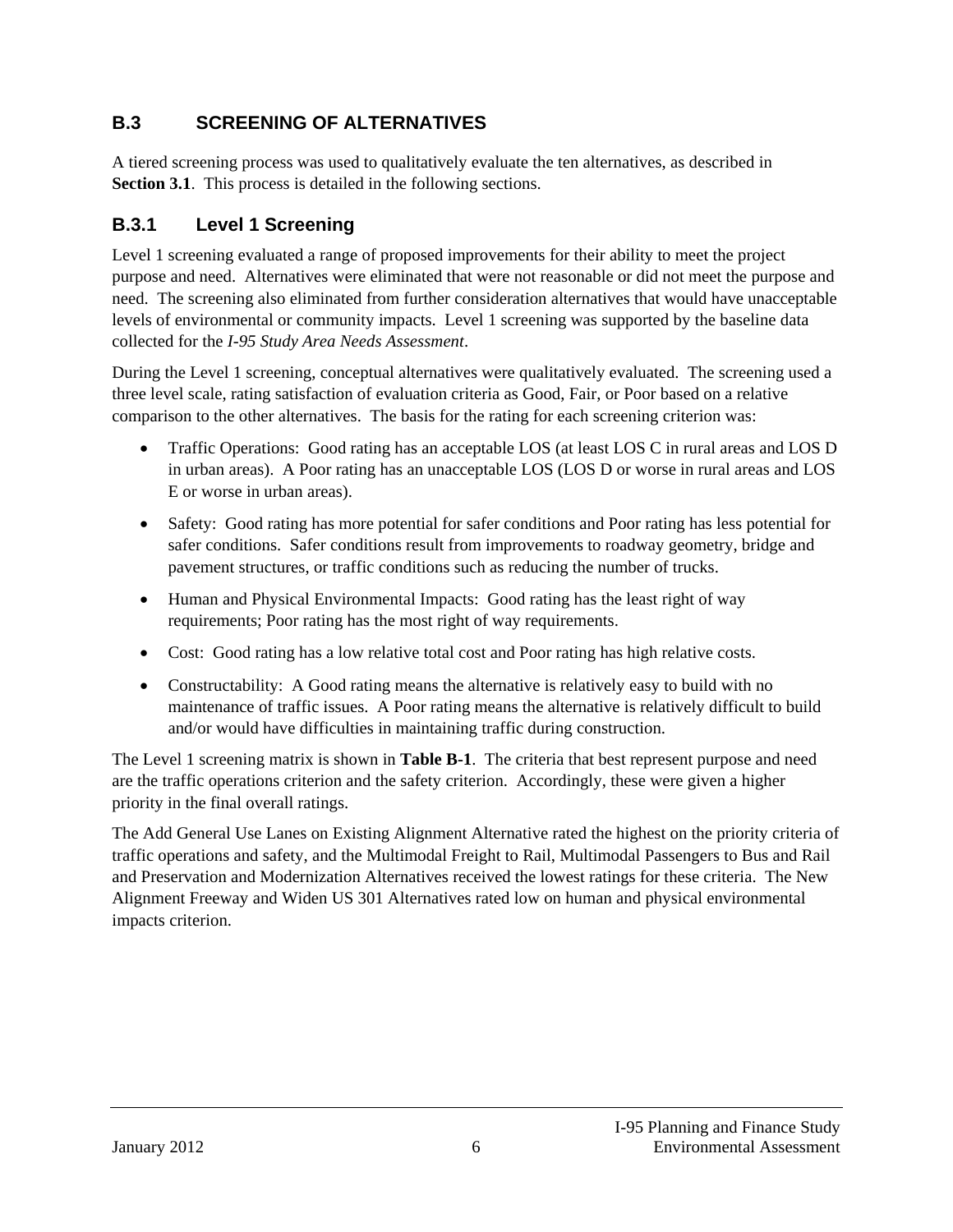## B.3 SCREENING OF ALTERNATIVES

A tiered screening process was used to qualitatively evaluate the ten alternatives, as described in **Section 3.1**. This process is detailed in the following sections.

### B.3.1 Level 1 Screening

Level 1 screening evaluated a range of proposed improvements for their ability to meet the project purpose and need. Alternatives were eliminated that were not reasonable or did not meet the purpose and need. The screening also eliminated from further consideration alternatives that would have unacceptable levels of environmental or community impacts. Level 1 screening was supported by the baseline data collected for the *I-95 Study Area Needs Assessment*.

During the Level 1 screening, conceptual alternatives were qualitatively evaluated. The screening used a three level scale, rating satisfaction of evaluation criteria as Good, Fair, or Poor based on a relative comparison to the other alternatives. The basis for the rating for each screening criterion was:

- Traffic Operations: Good rating has an acceptable LOS (at least LOS C in rural areas and LOS D in urban areas). A Poor rating has an unacceptable LOS (LOS D or worse in rural areas and LOS E or worse in urban areas).
- Safety: Good rating has more potential for safer conditions and Poor rating has less potential for safer conditions. Safer conditions result from improvements to roadway geometry, bridge and pavement structures, or traffic conditions such as reducing the number of trucks.
- Human and Physical Environmental Impacts: Good rating has the least right of way requirements; Poor rating has the most right of way requirements.
- Cost: Good rating has a low relative total cost and Poor rating has high relative costs.
- Constructability: A Good rating means the alternative is relatively easy to build with no maintenance of traffic issues. A Poor rating means the alternative is relatively difficult to build and/or would have difficulties in maintaining traffic during construction.

The Level 1 screening matrix is shown in **Table B-1**. The criteria that best represent purpose and need are the traffic operations criterion and the safety criterion. Accordingly, these were given a higher priority in the final overall ratings.

The Add General Use Lanes on Existing Alignment Alternative rated the highest on the priority criteria of traffic operations and safety, and the Multimodal Freight to Rail, Multimodal Passengers to Bus and Rail and Preservation and Modernization Alternatives received the lowest ratings for these criteria. The New Alignment Freeway and Widen US 301 Alternatives rated low on human and physical environmental impacts criterion.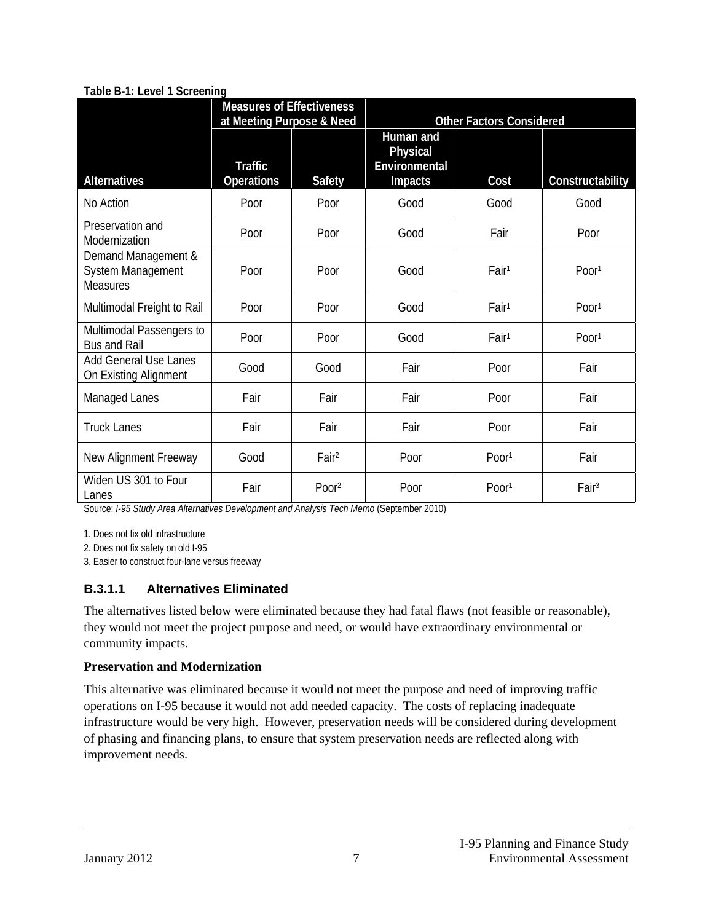**Table B-1: Level 1 Screening**

| | Measures of Effectiveness at Meeting Purpose & Need | | Other Factors Considered | | |
|---|---|---|---|---|---|
| Alternatives | Traffic Operations | Safety | Human and Physical Environmental Impacts | Cost | Constructability |
| No Action | Poor | Poor | Good | Good | Good |
| Preservation and Modernization | Poor | Poor | Good | Fair | Poor |
| Demand Management & System Management Measures | Poor | Poor | Good | Fair[1] | Poor[1] |
| Multimodal Freight to Rail | Poor | Poor | Good | Fair[1] | Poor[1] |
| Multimodal Passengers to Bus and Rail | Poor | Poor | Good | Fair[1] | Poor[1] |
| Add General Use Lanes On Existing Alignment | Good | Good | Fair | Poor | Fair |
| Managed Lanes | Fair | Fair | Fair | Poor | Fair |
| Truck Lanes | Fair | Fair | Fair | Poor | Fair |
| New Alignment Freeway | Good | Fair[2] | Poor | Poor[1] | Fair |
| Widen US 301 to Four Lanes | Fair | Poor[2] | Poor | Poor[1] | Fair[3] |

Source: *I-95 Study Area Alternatives Development and Analysis Tech Memo* (September 2010)

1. Does not fix old infrastructure
2. Does not fix safety on old I-95
3. Easier to construct four-lane versus freeway

### B.3.1.1 Alternatives Eliminated

The alternatives listed below were eliminated because they had fatal flaws (not feasible or reasonable), they would not meet the project purpose and need, or would have extraordinary environmental or community impacts.

**Preservation and Modernization**

This alternative was eliminated because it would not meet the purpose and need of improving traffic operations on I-95 because it would not add needed capacity. The costs of replacing inadequate infrastructure would be very high. However, preservation needs will be considered during development of phasing and financing plans, to ensure that system preservation needs are reflected along with improvement needs.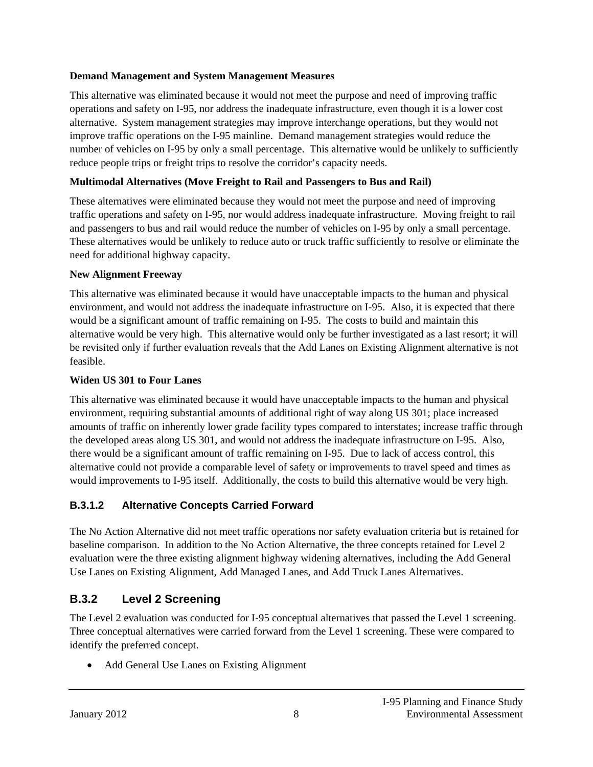**Demand Management and System Management Measures**

This alternative was eliminated because it would not meet the purpose and need of improving traffic operations and safety on I-95, nor address the inadequate infrastructure, even though it is a lower cost alternative. System management strategies may improve interchange operations, but they would not improve traffic operations on the I-95 mainline. Demand management strategies would reduce the number of vehicles on I-95 by only a small percentage. This alternative would be unlikely to sufficiently reduce people trips or freight trips to resolve the corridor's capacity needs.

**Multimodal Alternatives (Move Freight to Rail and Passengers to Bus and Rail)**

These alternatives were eliminated because they would not meet the purpose and need of improving traffic operations and safety on I-95, nor would address inadequate infrastructure. Moving freight to rail and passengers to bus and rail would reduce the number of vehicles on I-95 by only a small percentage. These alternatives would be unlikely to reduce auto or truck traffic sufficiently to resolve or eliminate the need for additional highway capacity.

**New Alignment Freeway**

This alternative was eliminated because it would have unacceptable impacts to the human and physical environment, and would not address the inadequate infrastructure on I-95. Also, it is expected that there would be a significant amount of traffic remaining on I-95. The costs to build and maintain this alternative would be very high. This alternative would only be further investigated as a last resort; it will be revisited only if further evaluation reveals that the Add Lanes on Existing Alignment alternative is not feasible.

**Widen US 301 to Four Lanes**

This alternative was eliminated because it would have unacceptable impacts to the human and physical environment, requiring substantial amounts of additional right of way along US 301; place increased amounts of traffic on inherently lower grade facility types compared to interstates; increase traffic through the developed areas along US 301, and would not address the inadequate infrastructure on I-95. Also, there would be a significant amount of traffic remaining on I-95. Due to lack of access control, this alternative could not provide a comparable level of safety or improvements to travel speed and times as would improvements to I-95 itself. Additionally, the costs to build this alternative would be very high.

#### B.3.1.2 Alternative Concepts Carried Forward

The No Action Alternative did not meet traffic operations nor safety evaluation criteria but is retained for baseline comparison. In addition to the No Action Alternative, the three concepts retained for Level 2 evaluation were the three existing alignment highway widening alternatives, including the Add General Use Lanes on Existing Alignment, Add Managed Lanes, and Add Truck Lanes Alternatives.

### B.3.2 Level 2 Screening

The Level 2 evaluation was conducted for I-95 conceptual alternatives that passed the Level 1 screening. Three conceptual alternatives were carried forward from the Level 1 screening. These were compared to identify the preferred concept.

- Add General Use Lanes on Existing Alignment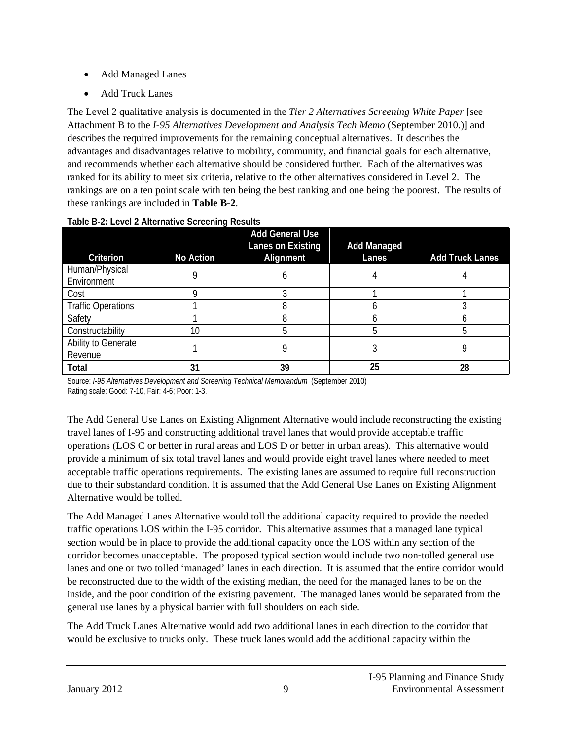- Add Managed Lanes
- Add Truck Lanes

The Level 2 qualitative analysis is documented in the *Tier 2 Alternatives Screening White Paper* [see Attachment B to the *I-95 Alternatives Development and Analysis Tech Memo* (September 2010.)] and describes the required improvements for the remaining conceptual alternatives. It describes the advantages and disadvantages relative to mobility, community, and financial goals for each alternative, and recommends whether each alternative should be considered further. Each of the alternatives was ranked for its ability to meet six criteria, relative to the other alternatives considered in Level 2. The rankings are on a ten point scale with ten being the best ranking and one being the poorest. The results of these rankings are included in **Table B-2**.

**Table B-2: Level 2 Alternative Screening Results**

| Criterion | No Action | Add General Use Lanes on Existing Alignment | Add Managed Lanes | Add Truck Lanes |
|---|---|---|---|---|
| Human/Physical Environment | 9 | 6 | 4 | 4 |
| Cost | 9 | 3 | 1 | 1 |
| Traffic Operations | 1 | 8 | 6 | 3 |
| Safety | 1 | 8 | 6 | 6 |
| Constructability | 10 | 5 | 5 | 5 |
| Ability to Generate Revenue | 1 | 9 | 3 | 9 |
| **Total** | **31** | **39** | **25** | **28** |

Source: *I-95 Alternatives Development and Screening Technical Memorandum* (September 2010)
Rating scale: Good: 7-10, Fair: 4-6; Poor: 1-3.

The Add General Use Lanes on Existing Alignment Alternative would include reconstructing the existing travel lanes of I-95 and constructing additional travel lanes that would provide acceptable traffic operations (LOS C or better in rural areas and LOS D or better in urban areas). This alternative would provide a minimum of six total travel lanes and would provide eight travel lanes where needed to meet acceptable traffic operations requirements. The existing lanes are assumed to require full reconstruction due to their substandard condition. It is assumed that the Add General Use Lanes on Existing Alignment Alternative would be tolled.

The Add Managed Lanes Alternative would toll the additional capacity required to provide the needed traffic operations LOS within the I-95 corridor. This alternative assumes that a managed lane typical section would be in place to provide the additional capacity once the LOS within any section of the corridor becomes unacceptable. The proposed typical section would include two non-tolled general use lanes and one or two tolled 'managed' lanes in each direction. It is assumed that the entire corridor would be reconstructed due to the width of the existing median, the need for the managed lanes to be on the inside, and the poor condition of the existing pavement. The managed lanes would be separated from the general use lanes by a physical barrier with full shoulders on each side.

The Add Truck Lanes Alternative would add two additional lanes in each direction to the corridor that would be exclusive to trucks only. These truck lanes would add the additional capacity within the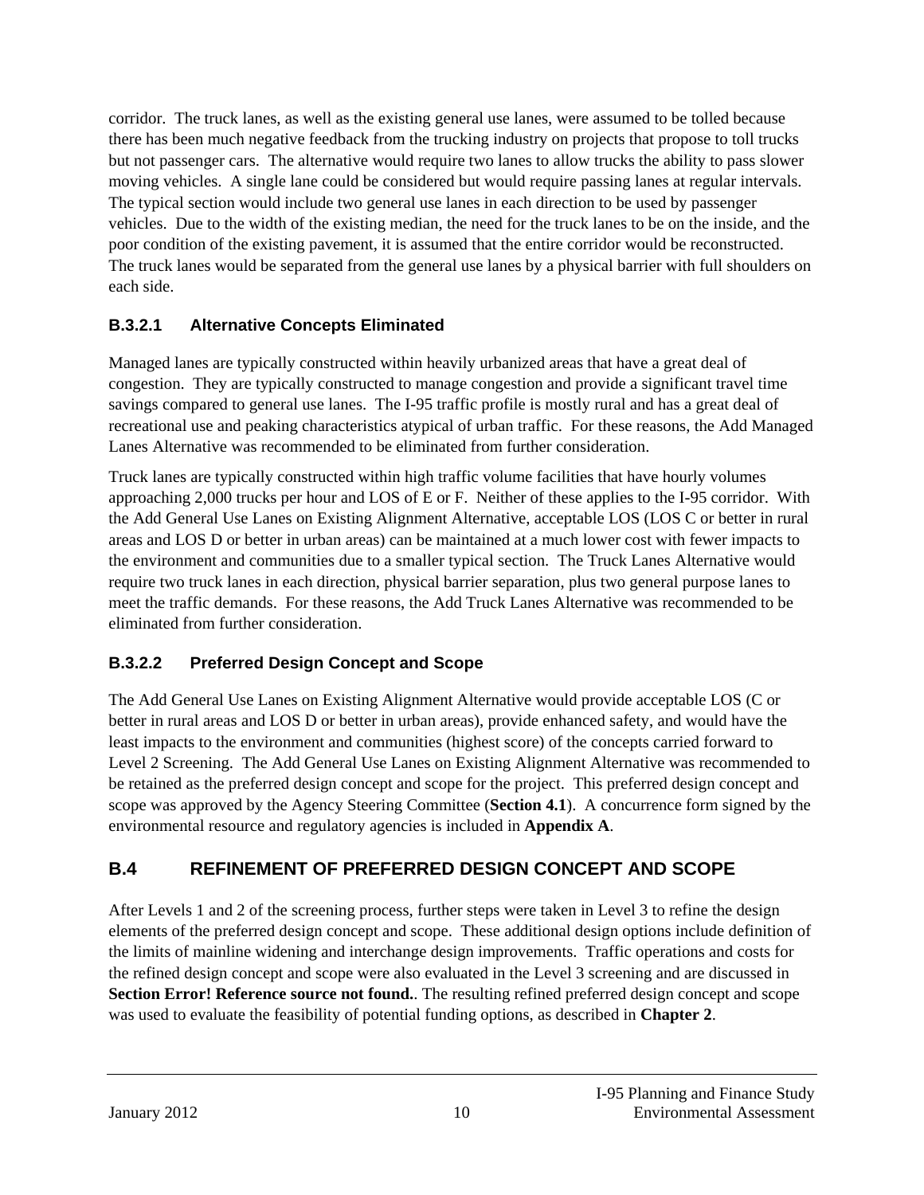corridor. The truck lanes, as well as the existing general use lanes, were assumed to be tolled because there has been much negative feedback from the trucking industry on projects that propose to toll trucks but not passenger cars. The alternative would require two lanes to allow trucks the ability to pass slower moving vehicles. A single lane could be considered but would require passing lanes at regular intervals. The typical section would include two general use lanes in each direction to be used by passenger vehicles. Due to the width of the existing median, the need for the truck lanes to be on the inside, and the poor condition of the existing pavement, it is assumed that the entire corridor would be reconstructed. The truck lanes would be separated from the general use lanes by a physical barrier with full shoulders on each side.

### B.3.2.1 Alternative Concepts Eliminated

Managed lanes are typically constructed within heavily urbanized areas that have a great deal of congestion. They are typically constructed to manage congestion and provide a significant travel time savings compared to general use lanes. The I-95 traffic profile is mostly rural and has a great deal of recreational use and peaking characteristics atypical of urban traffic. For these reasons, the Add Managed Lanes Alternative was recommended to be eliminated from further consideration.

Truck lanes are typically constructed within high traffic volume facilities that have hourly volumes approaching 2,000 trucks per hour and LOS of E or F. Neither of these applies to the I-95 corridor. With the Add General Use Lanes on Existing Alignment Alternative, acceptable LOS (LOS C or better in rural areas and LOS D or better in urban areas) can be maintained at a much lower cost with fewer impacts to the environment and communities due to a smaller typical section. The Truck Lanes Alternative would require two truck lanes in each direction, physical barrier separation, plus two general purpose lanes to meet the traffic demands. For these reasons, the Add Truck Lanes Alternative was recommended to be eliminated from further consideration.

### B.3.2.2 Preferred Design Concept and Scope

The Add General Use Lanes on Existing Alignment Alternative would provide acceptable LOS (C or better in rural areas and LOS D or better in urban areas), provide enhanced safety, and would have the least impacts to the environment and communities (highest score) of the concepts carried forward to Level 2 Screening. The Add General Use Lanes on Existing Alignment Alternative was recommended to be retained as the preferred design concept and scope for the project. This preferred design concept and scope was approved by the Agency Steering Committee (**Section 4.1**). A concurrence form signed by the environmental resource and regulatory agencies is included in **Appendix A**.

## B.4 REFINEMENT OF PREFERRED DESIGN CONCEPT AND SCOPE

After Levels 1 and 2 of the screening process, further steps were taken in Level 3 to refine the design elements of the preferred design concept and scope. These additional design options include definition of the limits of mainline widening and interchange design improvements. Traffic operations and costs for the refined design concept and scope were also evaluated in the Level 3 screening and are discussed in **Section Error! Reference source not found.**. The resulting refined preferred design concept and scope was used to evaluate the feasibility of potential funding options, as described in **Chapter 2**.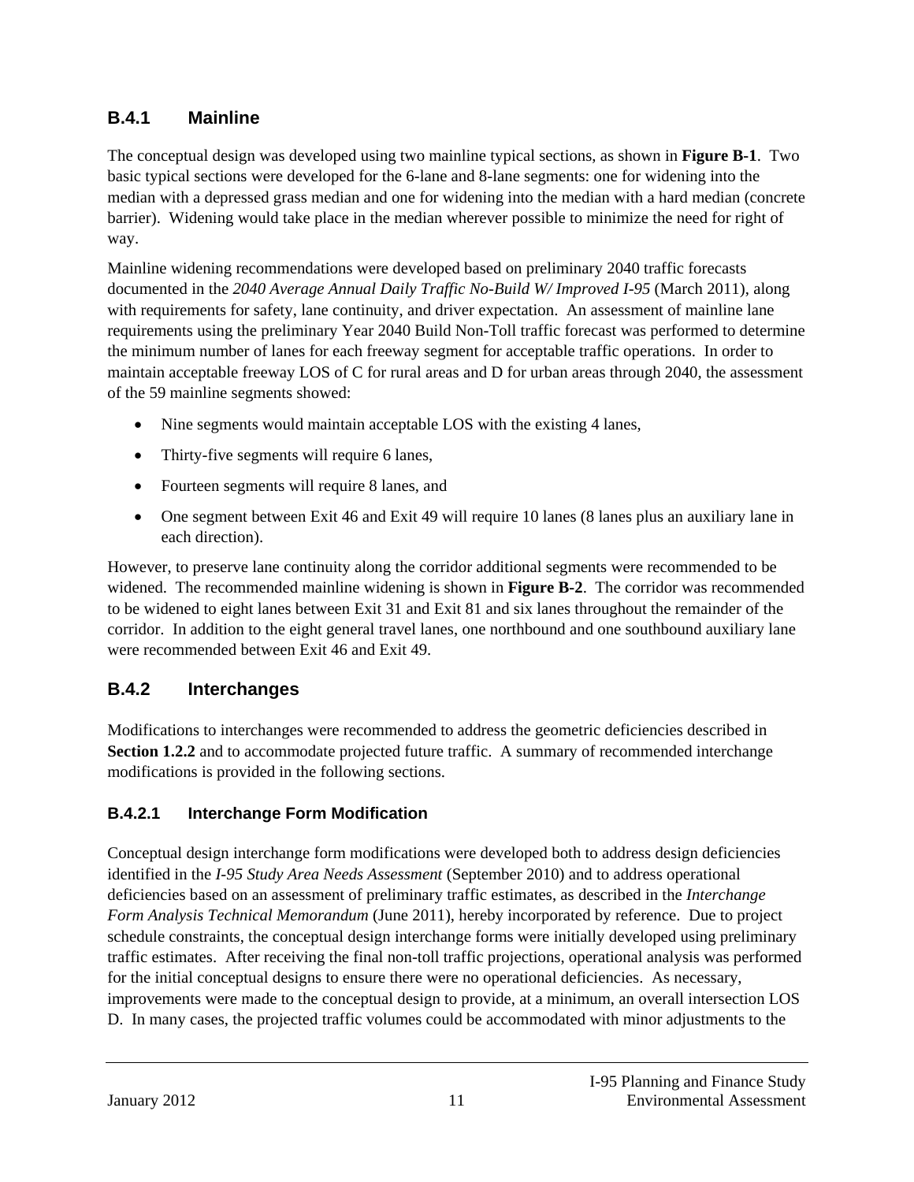### B.4.1 Mainline

The conceptual design was developed using two mainline typical sections, as shown in **Figure B-1**. Two basic typical sections were developed for the 6-lane and 8-lane segments: one for widening into the median with a depressed grass median and one for widening into the median with a hard median (concrete barrier). Widening would take place in the median wherever possible to minimize the need for right of way.

Mainline widening recommendations were developed based on preliminary 2040 traffic forecasts documented in the *2040 Average Annual Daily Traffic No-Build W/ Improved I-95* (March 2011), along with requirements for safety, lane continuity, and driver expectation. An assessment of mainline lane requirements using the preliminary Year 2040 Build Non-Toll traffic forecast was performed to determine the minimum number of lanes for each freeway segment for acceptable traffic operations. In order to maintain acceptable freeway LOS of C for rural areas and D for urban areas through 2040, the assessment of the 59 mainline segments showed:

- Nine segments would maintain acceptable LOS with the existing 4 lanes,
- Thirty-five segments will require 6 lanes,
- Fourteen segments will require 8 lanes, and
- One segment between Exit 46 and Exit 49 will require 10 lanes (8 lanes plus an auxiliary lane in each direction).

However, to preserve lane continuity along the corridor additional segments were recommended to be widened. The recommended mainline widening is shown in **Figure B-2**. The corridor was recommended to be widened to eight lanes between Exit 31 and Exit 81 and six lanes throughout the remainder of the corridor. In addition to the eight general travel lanes, one northbound and one southbound auxiliary lane were recommended between Exit 46 and Exit 49.

### B.4.2 Interchanges

Modifications to interchanges were recommended to address the geometric deficiencies described in **Section 1.2.2** and to accommodate projected future traffic. A summary of recommended interchange modifications is provided in the following sections.

#### B.4.2.1 Interchange Form Modification

Conceptual design interchange form modifications were developed both to address design deficiencies identified in the *I-95 Study Area Needs Assessment* (September 2010) and to address operational deficiencies based on an assessment of preliminary traffic estimates, as described in the *Interchange Form Analysis Technical Memorandum* (June 2011), hereby incorporated by reference. Due to project schedule constraints, the conceptual design interchange forms were initially developed using preliminary traffic estimates. After receiving the final non-toll traffic projections, operational analysis was performed for the initial conceptual designs to ensure there were no operational deficiencies. As necessary, improvements were made to the conceptual design to provide, at a minimum, an overall intersection LOS D. In many cases, the projected traffic volumes could be accommodated with minor adjustments to the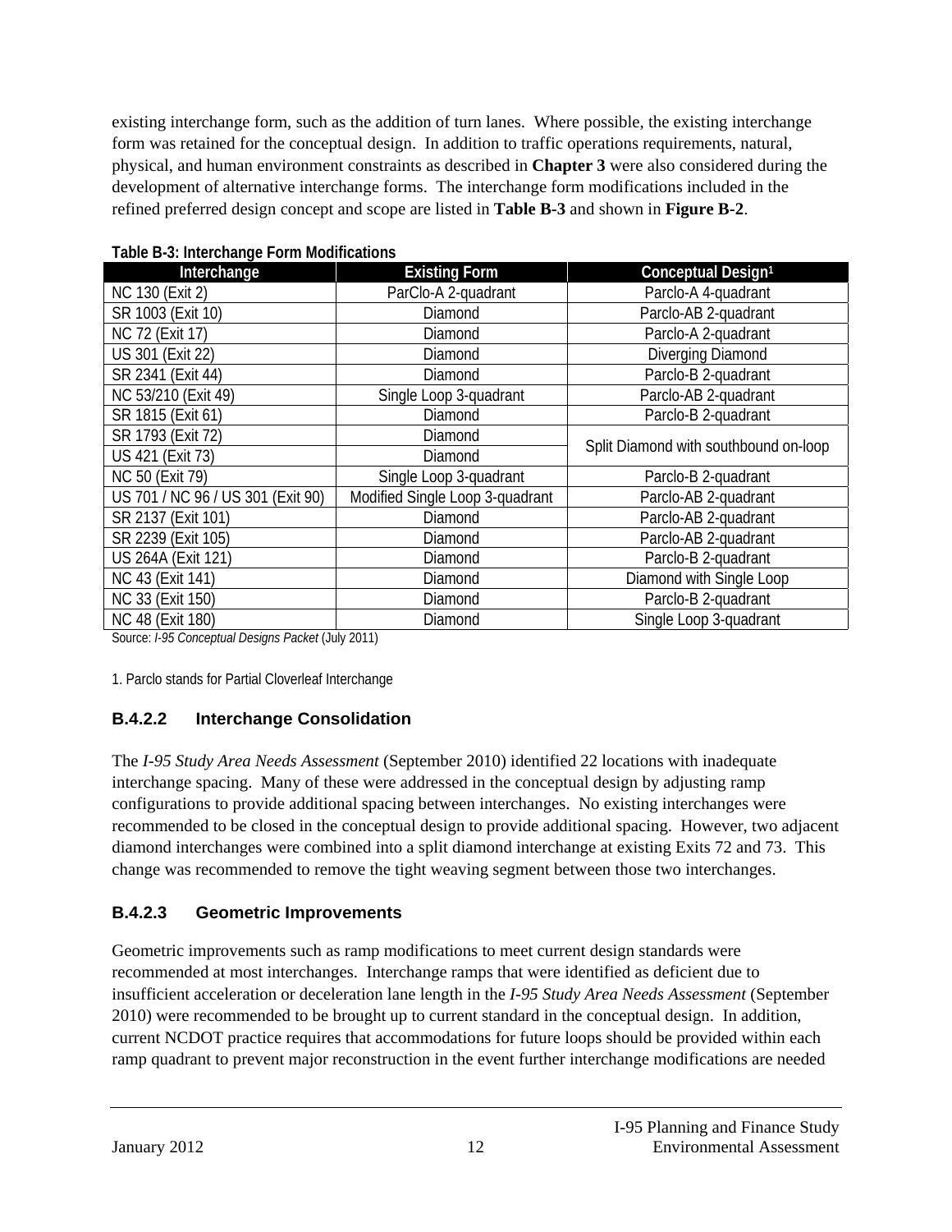existing interchange form, such as the addition of turn lanes. Where possible, the existing interchange form was retained for the conceptual design. In addition to traffic operations requirements, natural, physical, and human environment constraints as described in **Chapter 3** were also considered during the development of alternative interchange forms. The interchange form modifications included in the refined preferred design concept and scope are listed in **Table B-3** and shown in **Figure B-2**.

**Table B-3: Interchange Form Modifications**

| Interchange | Existing Form | Conceptual Design[1] |
|---|---|---|
| NC 130 (Exit 2) | ParClo-A 2-quadrant | Parclo-A 4-quadrant |
| SR 1003 (Exit 10) | Diamond | Parclo-AB 2-quadrant |
| NC 72 (Exit 17) | Diamond | Parclo-A 2-quadrant |
| US 301 (Exit 22) | Diamond | Diverging Diamond |
| SR 2341 (Exit 44) | Diamond | Parclo-B 2-quadrant |
| NC 53/210 (Exit 49) | Single Loop 3-quadrant | Parclo-AB 2-quadrant |
| SR 1815 (Exit 61) | Diamond | Parclo-B 2-quadrant |
| SR 1793 (Exit 72) | Diamond | Split Diamond with southbound on-loop |
| US 421 (Exit 73) | Diamond | |
| NC 50 (Exit 79) | Single Loop 3-quadrant | Parclo-B 2-quadrant |
| US 701 / NC 96 / US 301 (Exit 90) | Modified Single Loop 3-quadrant | Parclo-AB 2-quadrant |
| SR 2137 (Exit 101) | Diamond | Parclo-AB 2-quadrant |
| SR 2239 (Exit 105) | Diamond | Parclo-AB 2-quadrant |
| US 264A (Exit 121) | Diamond | Parclo-B 2-quadrant |
| NC 43 (Exit 141) | Diamond | Diamond with Single Loop |
| NC 33 (Exit 150) | Diamond | Parclo-B 2-quadrant |
| NC 48 (Exit 180) | Diamond | Single Loop 3-quadrant |

Source: *I-95 Conceptual Designs Packet* (July 2011)

1. Parclo stands for Partial Cloverleaf Interchange

#### B.4.2.2 Interchange Consolidation

The *I-95 Study Area Needs Assessment* (September 2010) identified 22 locations with inadequate interchange spacing. Many of these were addressed in the conceptual design by adjusting ramp configurations to provide additional spacing between interchanges. No existing interchanges were recommended to be closed in the conceptual design to provide additional spacing. However, two adjacent diamond interchanges were combined into a split diamond interchange at existing Exits 72 and 73. This change was recommended to remove the tight weaving segment between those two interchanges.

#### B.4.2.3 Geometric Improvements

Geometric improvements such as ramp modifications to meet current design standards were recommended at most interchanges. Interchange ramps that were identified as deficient due to insufficient acceleration or deceleration lane length in the *I-95 Study Area Needs Assessment* (September 2010) were recommended to be brought up to current standard in the conceptual design. In addition, current NCDOT practice requires that accommodations for future loops should be provided within each ramp quadrant to prevent major reconstruction in the event further interchange modifications are needed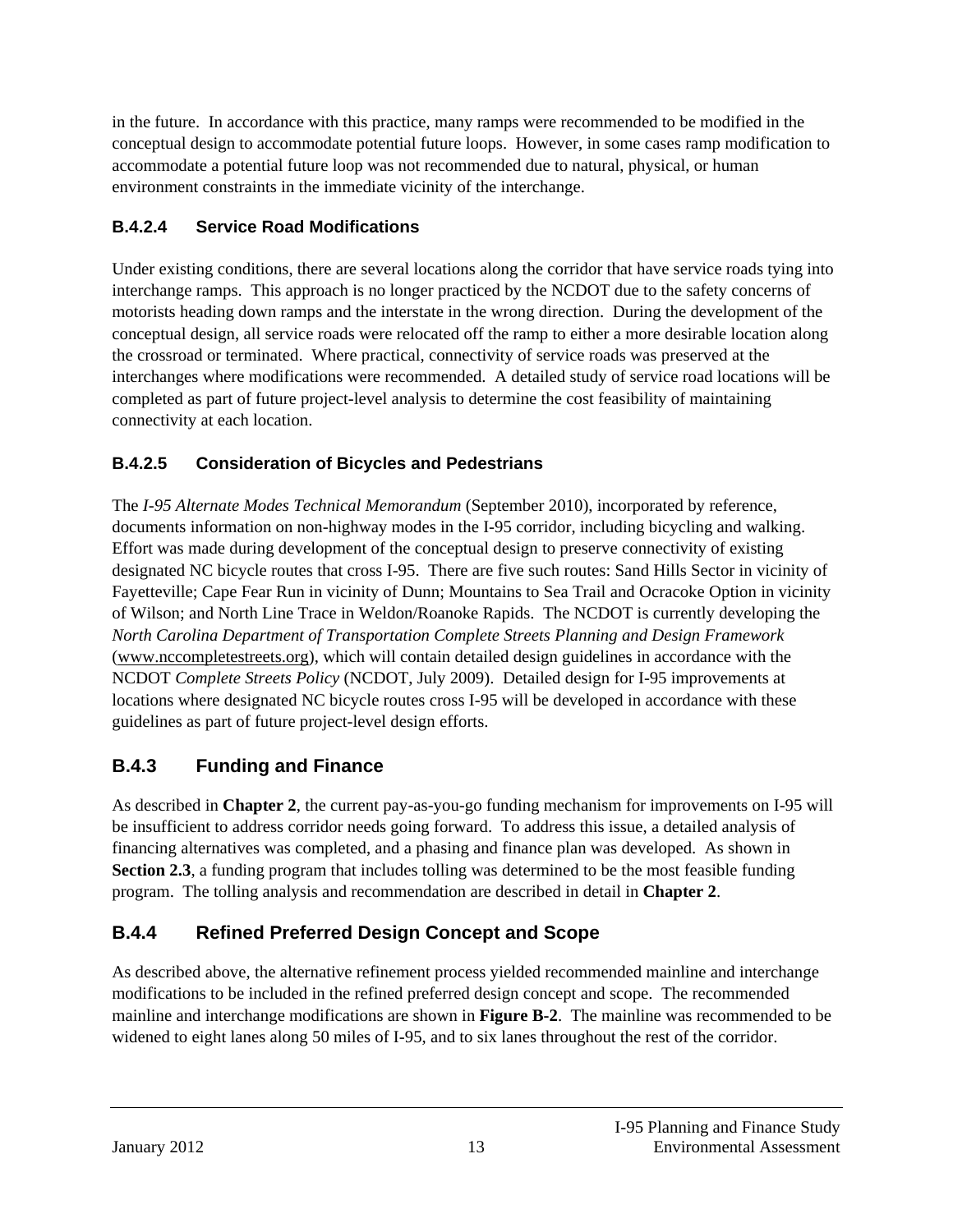in the future. In accordance with this practice, many ramps were recommended to be modified in the conceptual design to accommodate potential future loops. However, in some cases ramp modification to accommodate a potential future loop was not recommended due to natural, physical, or human environment constraints in the immediate vicinity of the interchange.

#### B.4.2.4 Service Road Modifications

Under existing conditions, there are several locations along the corridor that have service roads tying into interchange ramps. This approach is no longer practiced by the NCDOT due to the safety concerns of motorists heading down ramps and the interstate in the wrong direction. During the development of the conceptual design, all service roads were relocated off the ramp to either a more desirable location along the crossroad or terminated. Where practical, connectivity of service roads was preserved at the interchanges where modifications were recommended. A detailed study of service road locations will be completed as part of future project-level analysis to determine the cost feasibility of maintaining connectivity at each location.

#### B.4.2.5 Consideration of Bicycles and Pedestrians

The *I-95 Alternate Modes Technical Memorandum* (September 2010), incorporated by reference, documents information on non-highway modes in the I-95 corridor, including bicycling and walking. Effort was made during development of the conceptual design to preserve connectivity of existing designated NC bicycle routes that cross I-95. There are five such routes: Sand Hills Sector in vicinity of Fayetteville; Cape Fear Run in vicinity of Dunn; Mountains to Sea Trail and Ocracoke Option in vicinity of Wilson; and North Line Trace in Weldon/Roanoke Rapids. The NCDOT is currently developing the *North Carolina Department of Transportation Complete Streets Planning and Design Framework* (www.nccompletestreets.org), which will contain detailed design guidelines in accordance with the NCDOT *Complete Streets Policy* (NCDOT, July 2009). Detailed design for I-95 improvements at locations where designated NC bicycle routes cross I-95 will be developed in accordance with these guidelines as part of future project-level design efforts.

### B.4.3 Funding and Finance

As described in **Chapter 2**, the current pay-as-you-go funding mechanism for improvements on I-95 will be insufficient to address corridor needs going forward. To address this issue, a detailed analysis of financing alternatives was completed, and a phasing and finance plan was developed. As shown in **Section 2.3**, a funding program that includes tolling was determined to be the most feasible funding program. The tolling analysis and recommendation are described in detail in **Chapter 2**.

### B.4.4 Refined Preferred Design Concept and Scope

As described above, the alternative refinement process yielded recommended mainline and interchange modifications to be included in the refined preferred design concept and scope. The recommended mainline and interchange modifications are shown in **Figure B-2**. The mainline was recommended to be widened to eight lanes along 50 miles of I-95, and to six lanes throughout the rest of the corridor.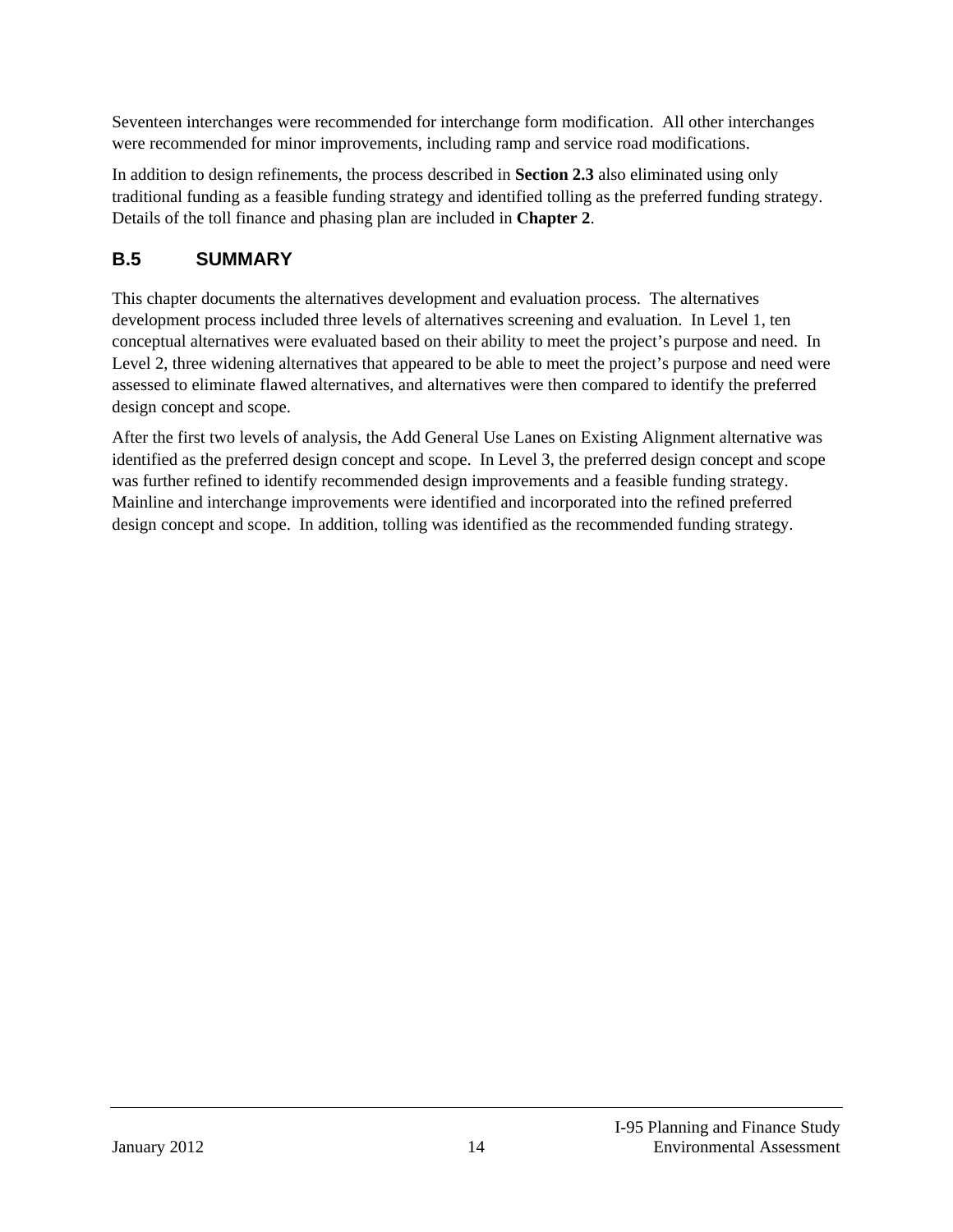Seventeen interchanges were recommended for interchange form modification. All other interchanges were recommended for minor improvements, including ramp and service road modifications.

In addition to design refinements, the process described in **Section 2.3** also eliminated using only traditional funding as a feasible funding strategy and identified tolling as the preferred funding strategy. Details of the toll finance and phasing plan are included in **Chapter 2**.

## B.5 SUMMARY

This chapter documents the alternatives development and evaluation process. The alternatives development process included three levels of alternatives screening and evaluation. In Level 1, ten conceptual alternatives were evaluated based on their ability to meet the project's purpose and need. In Level 2, three widening alternatives that appeared to be able to meet the project's purpose and need were assessed to eliminate flawed alternatives, and alternatives were then compared to identify the preferred design concept and scope.

After the first two levels of analysis, the Add General Use Lanes on Existing Alignment alternative was identified as the preferred design concept and scope. In Level 3, the preferred design concept and scope was further refined to identify recommended design improvements and a feasible funding strategy. Mainline and interchange improvements were identified and incorporated into the refined preferred design concept and scope. In addition, tolling was identified as the recommended funding strategy.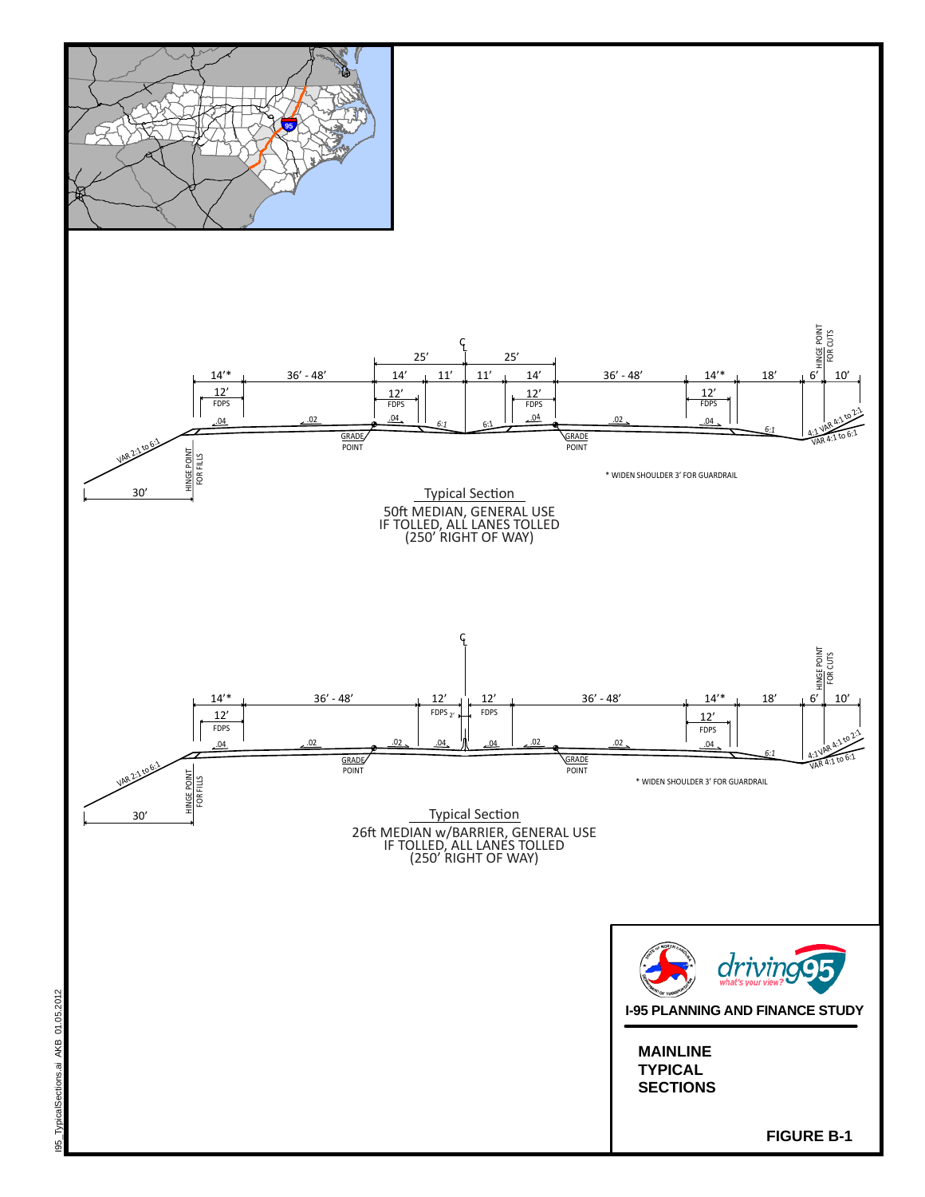Typical Section

50ft MEDIAN, GENERAL USE
IF TOLLED, ALL LANES TOLLED
(250' RIGHT OF WAY)

* WIDEN SHOULDER 3' FOR GUARDRAIL

Typical Section

26ft MEDIAN w/BARRIER, GENERAL USE
IF TOLLED, ALL LANES TOLLED
(250' RIGHT OF WAY)

* WIDEN SHOULDER 3' FOR GUARDRAIL

**I-95 PLANNING AND FINANCE STUDY**

**MAINLINE TYPICAL SECTIONS**

**FIGURE B-1**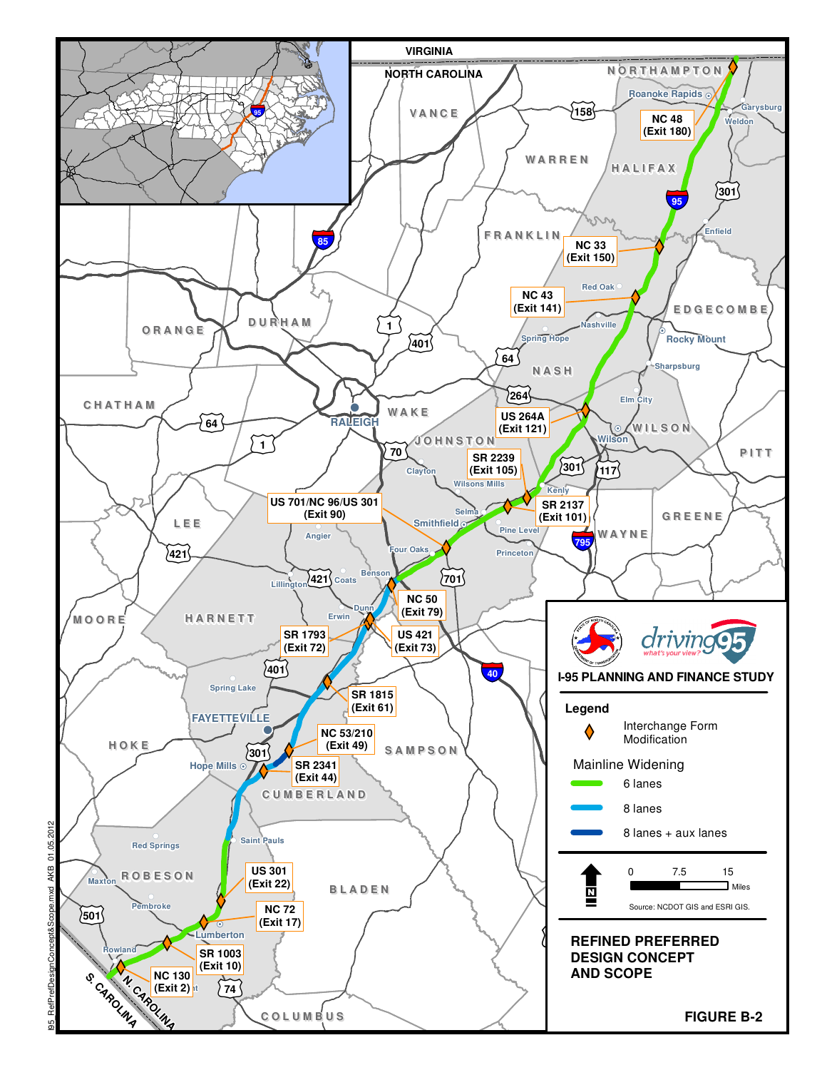I-95 PLANNING AND FINANCE STUDY

Legend

Interchange Form Modification

Mainline Widening

6 lanes

8 lanes

8 lanes + aux lanes

0 7.5 15 Miles

Source: NCDOT GIS and ESRI GIS.

REFINED PREFERRED DESIGN CONCEPT AND SCOPE

FIGURE B-2

NC 48 (Exit 180)

NC 33 (Exit 150)

NC 43 (Exit 141)

US 264A (Exit 121)

SR 2239 (Exit 105)

SR 2137 (Exit 101)

US 701/NC 96/US 301 (Exit 90)

NC 50 (Exit 79)

US 421 (Exit 73)

SR 1793 (Exit 72)

SR 1815 (Exit 61)

NC 53/210 (Exit 49)

SR 2341 (Exit 44)

US 301 (Exit 22)

NC 72 (Exit 17)

SR 1003 (Exit 10)

NC 130 (Exit 2)

I95_RefPrefDesignConcept&Scope.mxd AKB 01.05.2012